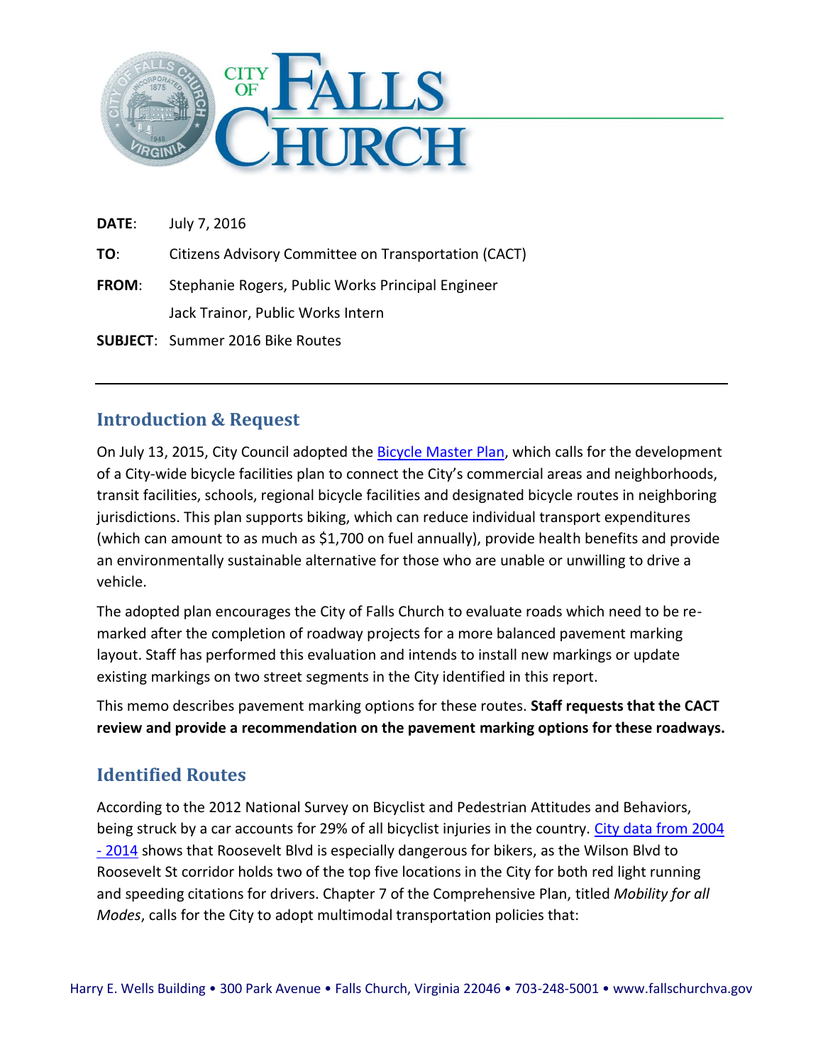# City of Falls Church

**DATE**: July 7, 2016

**TO**: Citizens Advisory Committee on Transportation (CACT)

**FROM**: Stephanie Rogers, Public Works Principal Engineer

Jack Trainor, Public Works Intern

**SUBJECT**: Summer 2016 Bike Routes

---

## Introduction & Request

On July 13, 2015, City Council adopted the Bicycle Master Plan, which calls for the development of a City-wide bicycle facilities plan to connect the City's commercial areas and neighborhoods, transit facilities, schools, regional bicycle facilities and designated bicycle routes in neighboring jurisdictions. This plan supports biking, which can reduce individual transport expenditures (which can amount to as much as $1,700 on fuel annually), provide health benefits and provide an environmentally sustainable alternative for those who are unable or unwilling to drive a vehicle.

The adopted plan encourages the City of Falls Church to evaluate roads which need to be re-marked after the completion of roadway projects for a more balanced pavement marking layout. Staff has performed this evaluation and intends to install new markings or update existing markings on two street segments in the City identified in this report.

This memo describes pavement marking options for these routes. **Staff requests that the CACT review and provide a recommendation on the pavement marking options for these roadways.**

## Identified Routes

According to the 2012 National Survey on Bicyclist and Pedestrian Attitudes and Behaviors, being struck by a car accounts for 29% of all bicyclist injuries in the country. City data from 2004 - 2014 shows that Roosevelt Blvd is especially dangerous for bikers, as the Wilson Blvd to Roosevelt St corridor holds two of the top five locations in the City for both red light running and speeding citations for drivers. Chapter 7 of the Comprehensive Plan, titled *Mobility for all Modes*, calls for the City to adopt multimodal transportation policies that: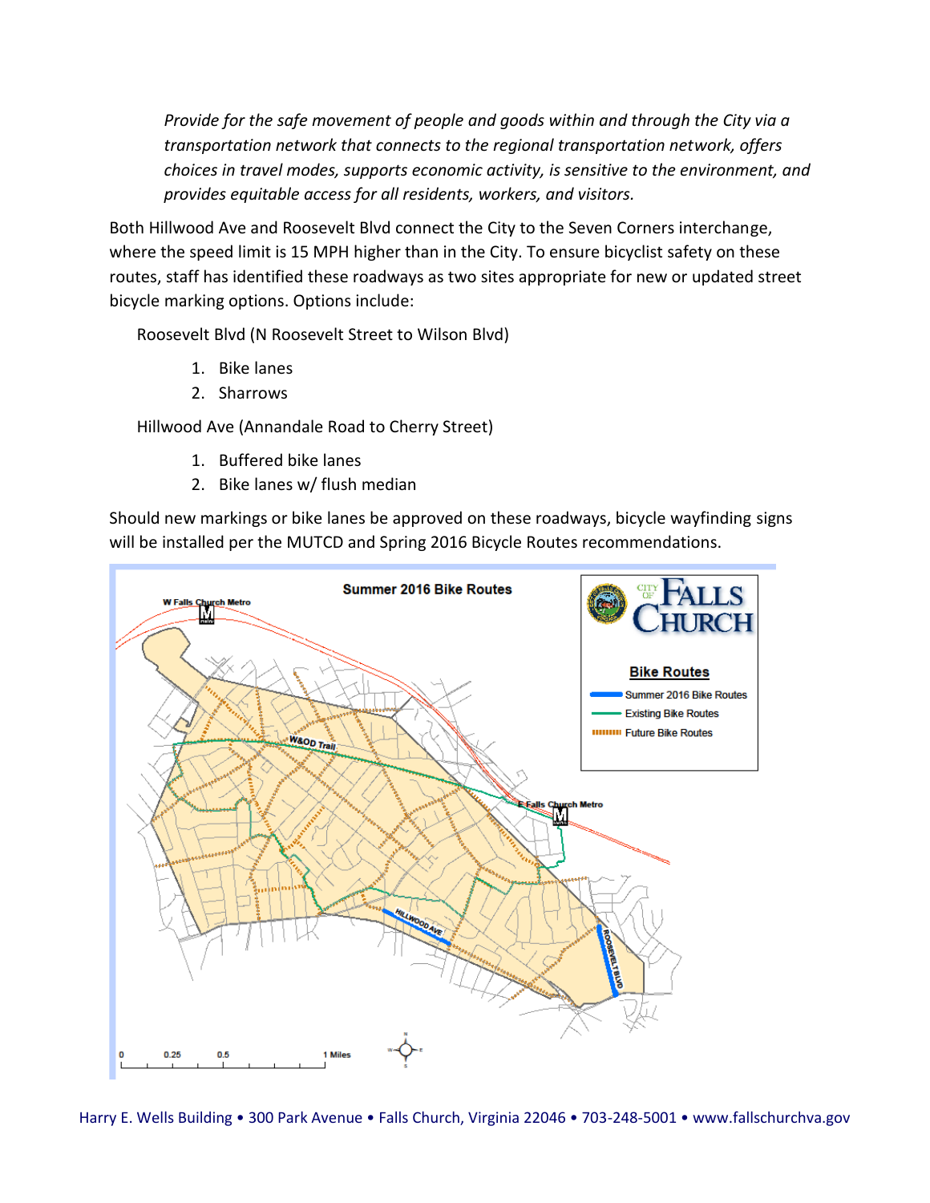*Provide for the safe movement of people and goods within and through the City via a transportation network that connects to the regional transportation network, offers choices in travel modes, supports economic activity, is sensitive to the environment, and provides equitable access for all residents, workers, and visitors.*

Both Hillwood Ave and Roosevelt Blvd connect the City to the Seven Corners interchange, where the speed limit is 15 MPH higher than in the City. To ensure bicyclist safety on these routes, staff has identified these roadways as two sites appropriate for new or updated street bicycle marking options. Options include:

Roosevelt Blvd (N Roosevelt Street to Wilson Blvd)

1. Bike lanes
2. Sharrows

Hillwood Ave (Annandale Road to Cherry Street)

1. Buffered bike lanes
2. Bike lanes w/ flush median

Should new markings or bike lanes be approved on these roadways, bicycle wayfinding signs will be installed per the MUTCD and Spring 2016 Bicycle Routes recommendations.

Summer 2016 Bike Routes

W Falls Church Metro

W&OD Trail

E Falls Church Metro

HILLWOOD AVE

ROOSEVELT BLVD

CITY OF FALLS CHURCH

Bike Routes

Summer 2016 Bike Routes

Existing Bike Routes

Future Bike Routes

0 0.25 0.5 1 Miles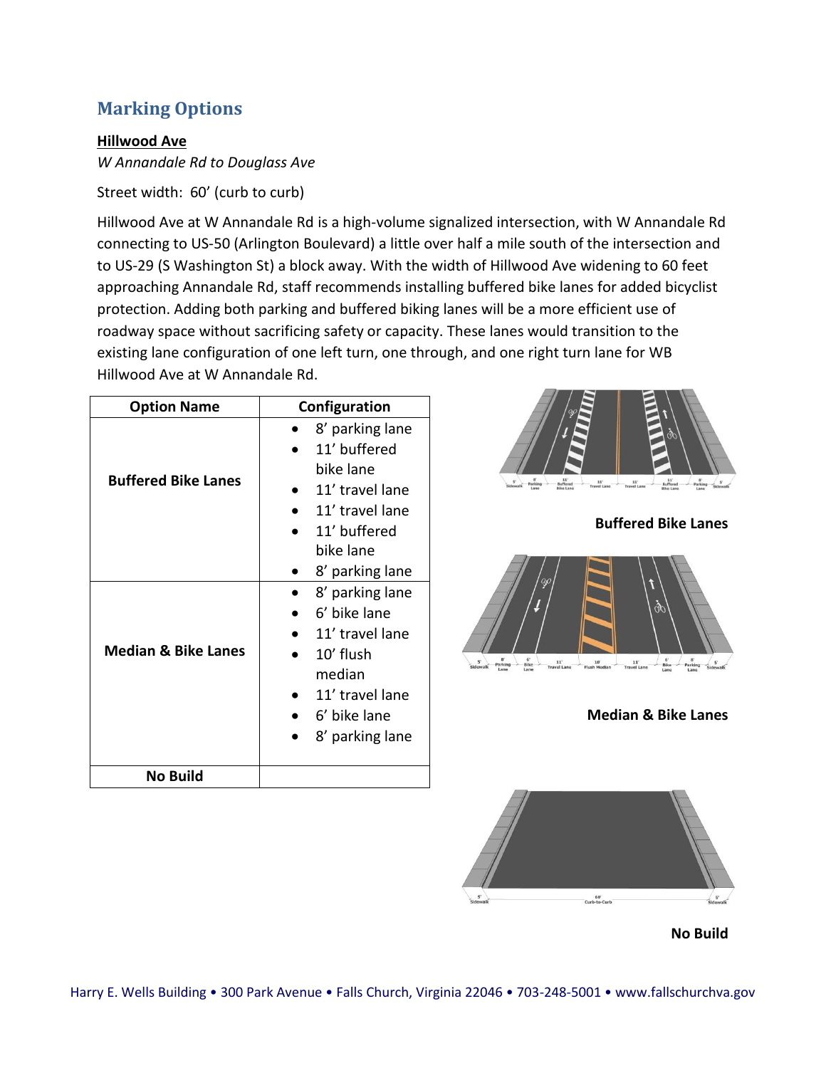## Marking Options

**Hillwood Ave**

*W Annandale Rd to Douglass Ave*

Street width: 60' (curb to curb)

Hillwood Ave at W Annandale Rd is a high-volume signalized intersection, with W Annandale Rd connecting to US-50 (Arlington Boulevard) a little over half a mile south of the intersection and to US-29 (S Washington St) a block away. With the width of Hillwood Ave widening to 60 feet approaching Annandale Rd, staff recommends installing buffered bike lanes for added bicyclist protection. Adding both parking and buffered biking lanes will be a more efficient use of roadway space without sacrificing safety or capacity. These lanes would transition to the existing lane configuration of one left turn, one through, and one right turn lane for WB Hillwood Ave at W Annandale Rd.

| Option Name | Configuration |
|---|---|
| **Buffered Bike Lanes** | • 8' parking lane<br>• 11' buffered bike lane<br>• 11' travel lane<br>• 11' travel lane<br>• 11' buffered bike lane<br>• 8' parking lane |
| **Median & Bike Lanes** | • 8' parking lane<br>• 6' bike lane<br>• 11' travel lane<br>• 10' flush median<br>• 11' travel lane<br>• 6' bike lane<br>• 8' parking lane |
| **No Build** | |

**Buffered Bike Lanes**

**Median & Bike Lanes**

**No Build**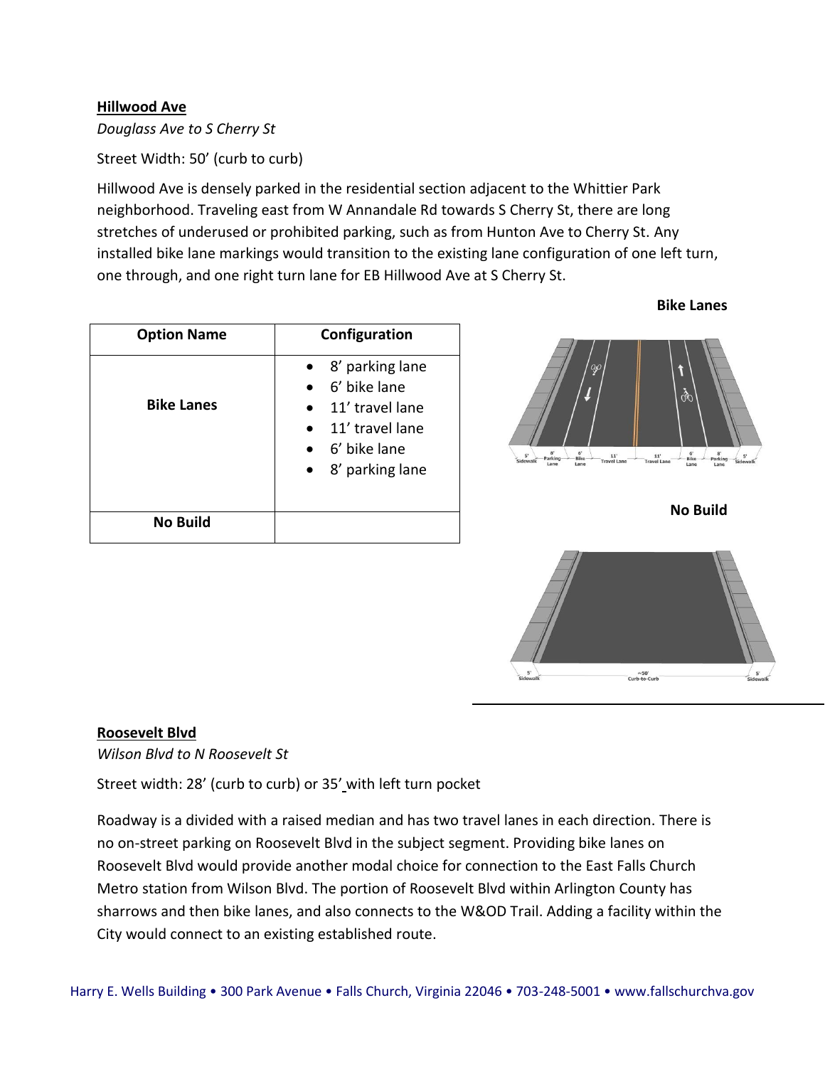**Hillwood Ave**

*Douglass Ave to S Cherry St*

Street Width: 50' (curb to curb)

Hillwood Ave is densely parked in the residential section adjacent to the Whittier Park neighborhood. Traveling east from W Annandale Rd towards S Cherry St, there are long stretches of underused or prohibited parking, such as from Hunton Ave to Cherry St. Any installed bike lane markings would transition to the existing lane configuration of one left turn, one through, and one right turn lane for EB Hillwood Ave at S Cherry St.

| Option Name | Configuration |
|---|---|
| Bike Lanes | • 8' parking lane<br>• 6' bike lane<br>• 11' travel lane<br>• 11' travel lane<br>• 6' bike lane<br>• 8' parking lane |
| No Build | |

Bike Lanes

5' Sidewalk
8' Parking Lane
6' Bike Lane
11' Travel Lane
11' Travel Lane
6' Bike Lane
8' Parking Lane
5' Sidewalk

No Build

5' Sidewalk
~50' Curb-to-Curb
5' Sidewalk

**Roosevelt Blvd**

*Wilson Blvd to N Roosevelt St*

Street width: 28' (curb to curb) or 35' with left turn pocket

Roadway is a divided with a raised median and has two travel lanes in each direction. There is no on-street parking on Roosevelt Blvd in the subject segment. Providing bike lanes on Roosevelt Blvd would provide another modal choice for connection to the East Falls Church Metro station from Wilson Blvd. The portion of Roosevelt Blvd within Arlington County has sharrows and then bike lanes, and also connects to the W&OD Trail. Adding a facility within the City would connect to an existing established route.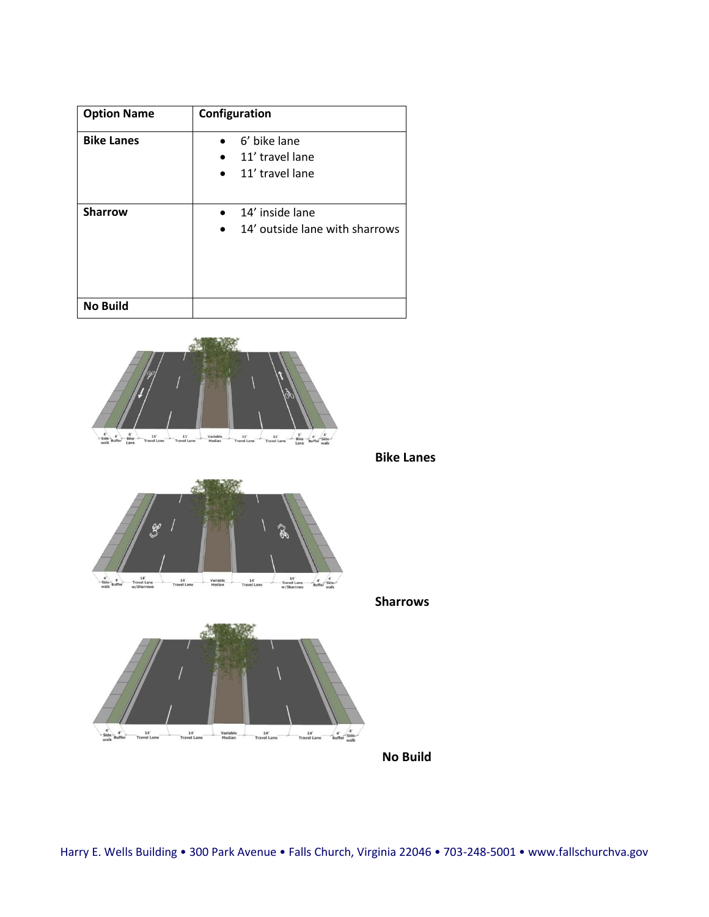| Option Name | Configuration |
|---|---|
| **Bike Lanes** | • 6' bike lane<br>• 11' travel lane<br>• 11' travel lane |
| **Sharrow** | • 14' inside lane<br>• 14' outside lane with sharrows |
| **No Build** | |

4' Side walk
4' Buffer
6' Bike Lane
11' Travel Lane
11' Travel Lane
Variable Median
11' Travel Lane
11' Travel Lane
6' Bike Lane
4' Buffer
4' Side walk

**Bike Lanes**

4' Side walk
4' Buffer
14' Travel Lane w/Sharrows
14' Travel Lane
Variable Median
14' Travel Lane
14' Travel Lane w/Sharrows
4' Buffer
4' Side walk

**Sharrows**

4' Side walk
4' Buffer
14' Travel Lane
14' Travel Lane
Variable Median
14' Travel Lane
14' Travel Lane
4' Buffer
4' Side walk

**No Build**

Harry E. Wells Building • 300 Park Avenue • Falls Church, Virginia 22046 • 703-248-5001 • www.fallschurchva.gov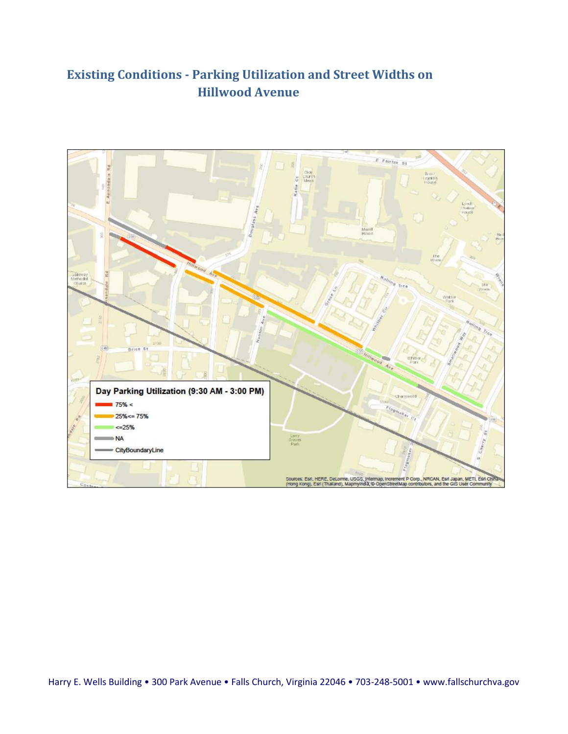## Existing Conditions - Parking Utilization and Street Widths on Hillwood Avenue

Day Parking Utilization (9:30 AM - 3:00 PM)

75% <

25%<= 75%

<=25%

NA

CityBoundaryLine

Sources: Esri, HERE, DeLorme, USGS, Intermap, Increment P Corp., NRCAN, Esri Japan, METI, Esri China (Hong Kong), Esri (Thailand), MapmyIndia, © OpenStreetMap contributors, and the GIS User Community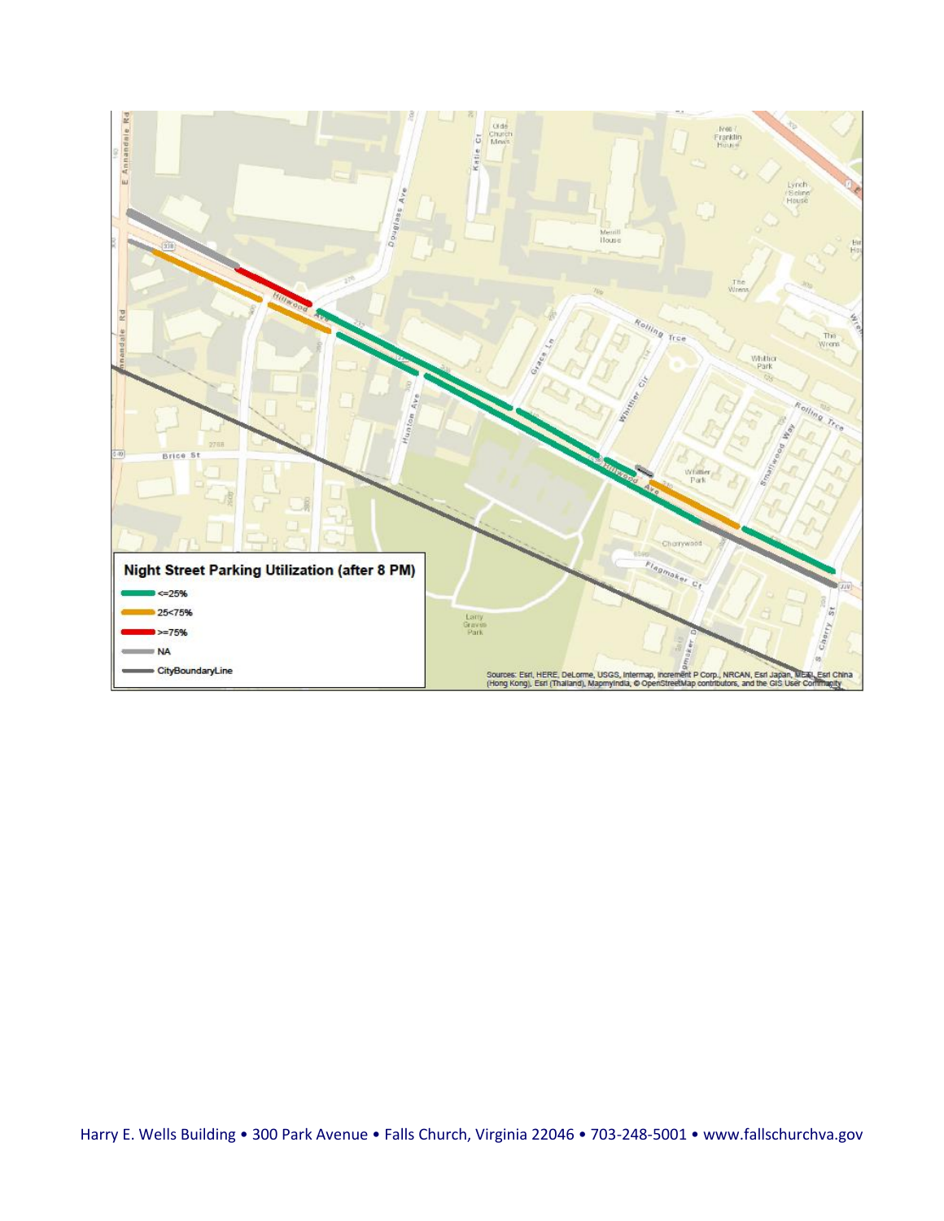**Night Street Parking Utilization (after 8 PM)**

<=25%

25<75%

>=75%

NA

CityBoundaryLine

Sources: Esri, HERE, DeLorme, USGS, Intermap, increment P Corp., NRCAN, Esri Japan, METI, Esri China (Hong Kong), Esri (Thailand), MapmyIndia, © OpenStreetMap contributors, and the GIS User Community